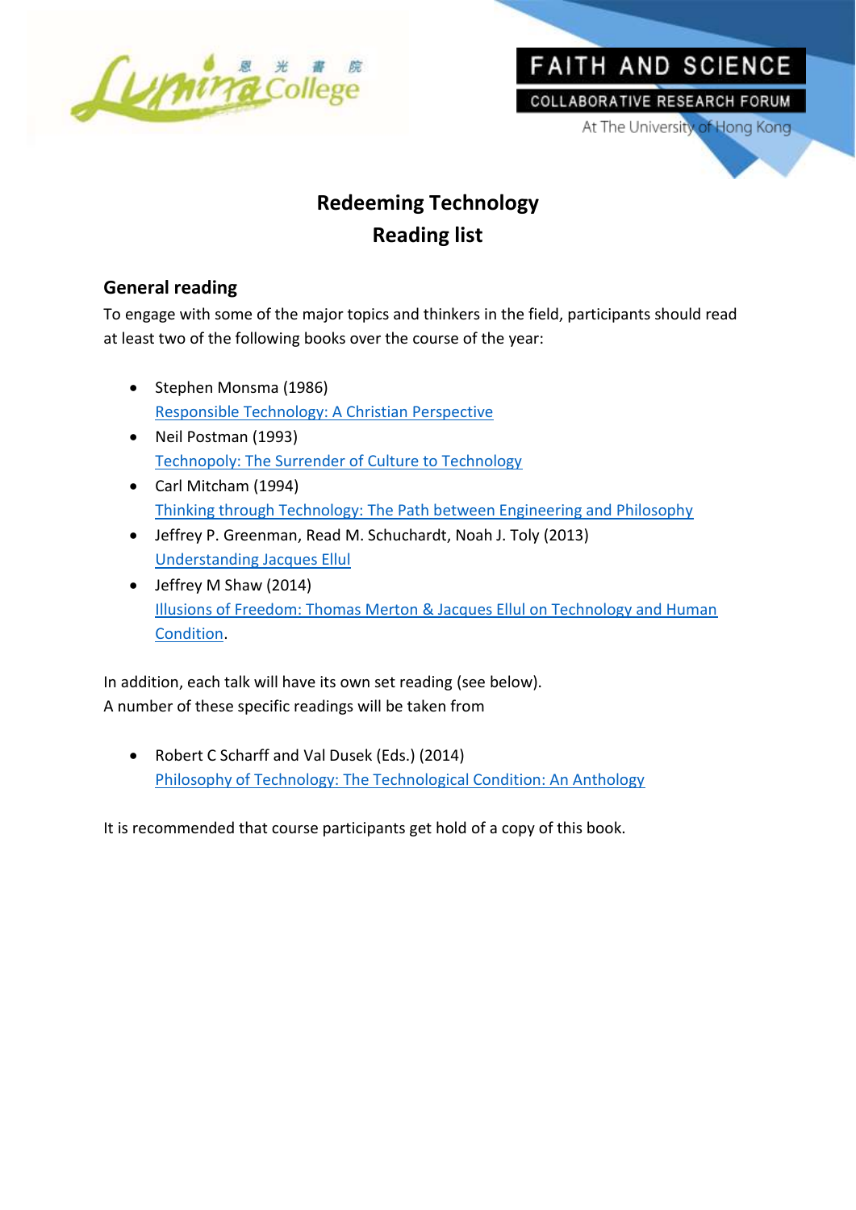# Redeeming Technology
# Reading list

## General reading

To engage with some of the major topics and thinkers in the field, participants should read at least two of the following books over the course of the year:

- Stephen Monsma (1986)
  Responsible Technology: A Christian Perspective
- Neil Postman (1993)
  Technopoly: The Surrender of Culture to Technology
- Carl Mitcham (1994)
  Thinking through Technology: The Path between Engineering and Philosophy
- Jeffrey P. Greenman, Read M. Schuchardt, Noah J. Toly (2013)
  Understanding Jacques Ellul
- Jeffrey M Shaw (2014)
  Illusions of Freedom: Thomas Merton & Jacques Ellul on Technology and Human Condition.

In addition, each talk will have its own set reading (see below).
A number of these specific readings will be taken from

- Robert C Scharff and Val Dusek (Eds.) (2014)
  Philosophy of Technology: The Technological Condition: An Anthology

It is recommended that course participants get hold of a copy of this book.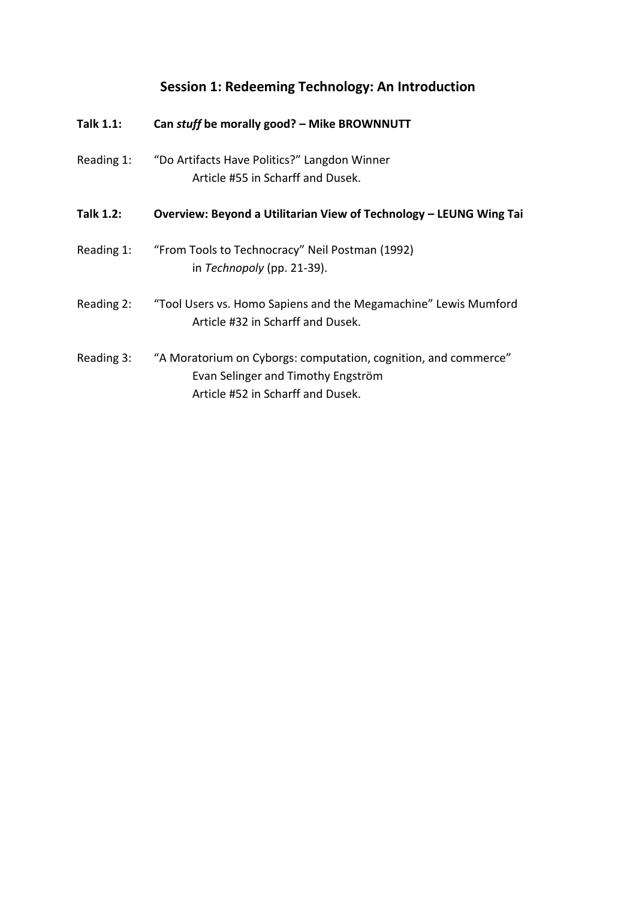## Session 1: Redeeming Technology: An Introduction

**Talk 1.1:** **Can *stuff* be morally good? – Mike BROWNNUTT**

Reading 1: "Do Artifacts Have Politics?" Langdon Winner
Article #55 in Scharff and Dusek.

**Talk 1.2:** **Overview: Beyond a Utilitarian View of Technology – LEUNG Wing Tai**

Reading 1: "From Tools to Technocracy" Neil Postman (1992)
in *Technopoly* (pp. 21-39).

Reading 2: "Tool Users vs. Homo Sapiens and the Megamachine" Lewis Mumford
Article #32 in Scharff and Dusek.

Reading 3: "A Moratorium on Cyborgs: computation, cognition, and commerce"
Evan Selinger and Timothy Engström
Article #52 in Scharff and Dusek.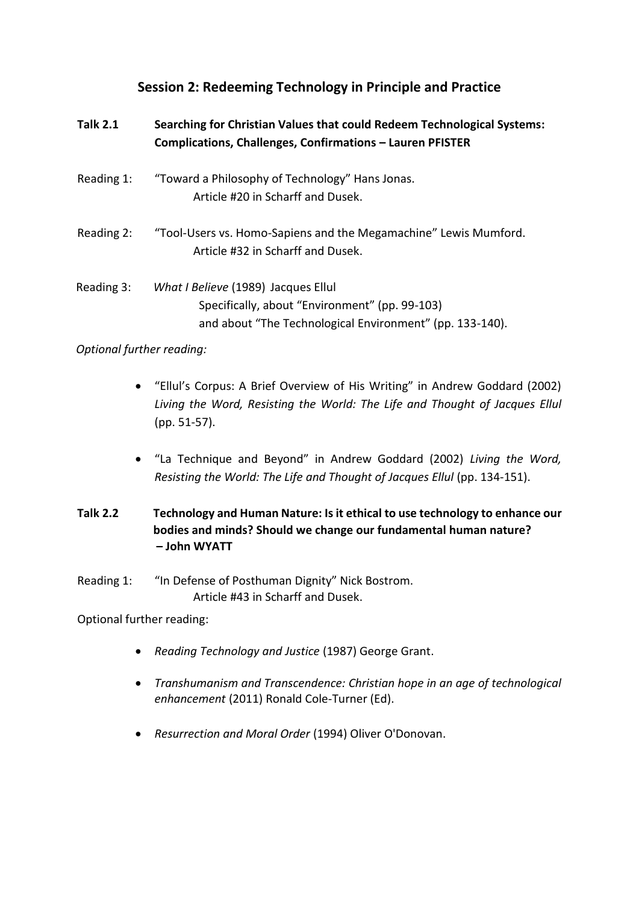## Session 2: Redeeming Technology in Principle and Practice

**Talk 2.1 Searching for Christian Values that could Redeem Technological Systems: Complications, Challenges, Confirmations – Lauren PFISTER**

Reading 1: “Toward a Philosophy of Technology” Hans Jonas.
Article #20 in Scharff and Dusek.

Reading 2: “Tool-Users vs. Homo-Sapiens and the Megamachine” Lewis Mumford.
Article #32 in Scharff and Dusek.

Reading 3: *What I Believe* (1989) Jacques Ellul
Specifically, about “Environment” (pp. 99-103)
and about “The Technological Environment” (pp. 133-140).

*Optional further reading:*

- “Ellul’s Corpus: A Brief Overview of His Writing” in Andrew Goddard (2002) *Living the Word, Resisting the World: The Life and Thought of Jacques Ellul* (pp. 51-57).
- “La Technique and Beyond” in Andrew Goddard (2002) *Living the Word, Resisting the World: The Life and Thought of Jacques Ellul* (pp. 134-151).

**Talk 2.2 Technology and Human Nature: Is it ethical to use technology to enhance our bodies and minds? Should we change our fundamental human nature? – John WYATT**

Reading 1: “In Defense of Posthuman Dignity” Nick Bostrom.
Article #43 in Scharff and Dusek.

Optional further reading:

- *Reading Technology and Justice* (1987) George Grant.
- *Transhumanism and Transcendence: Christian hope in an age of technological enhancement* (2011) Ronald Cole-Turner (Ed).
- *Resurrection and Moral Order* (1994) Oliver O'Donovan.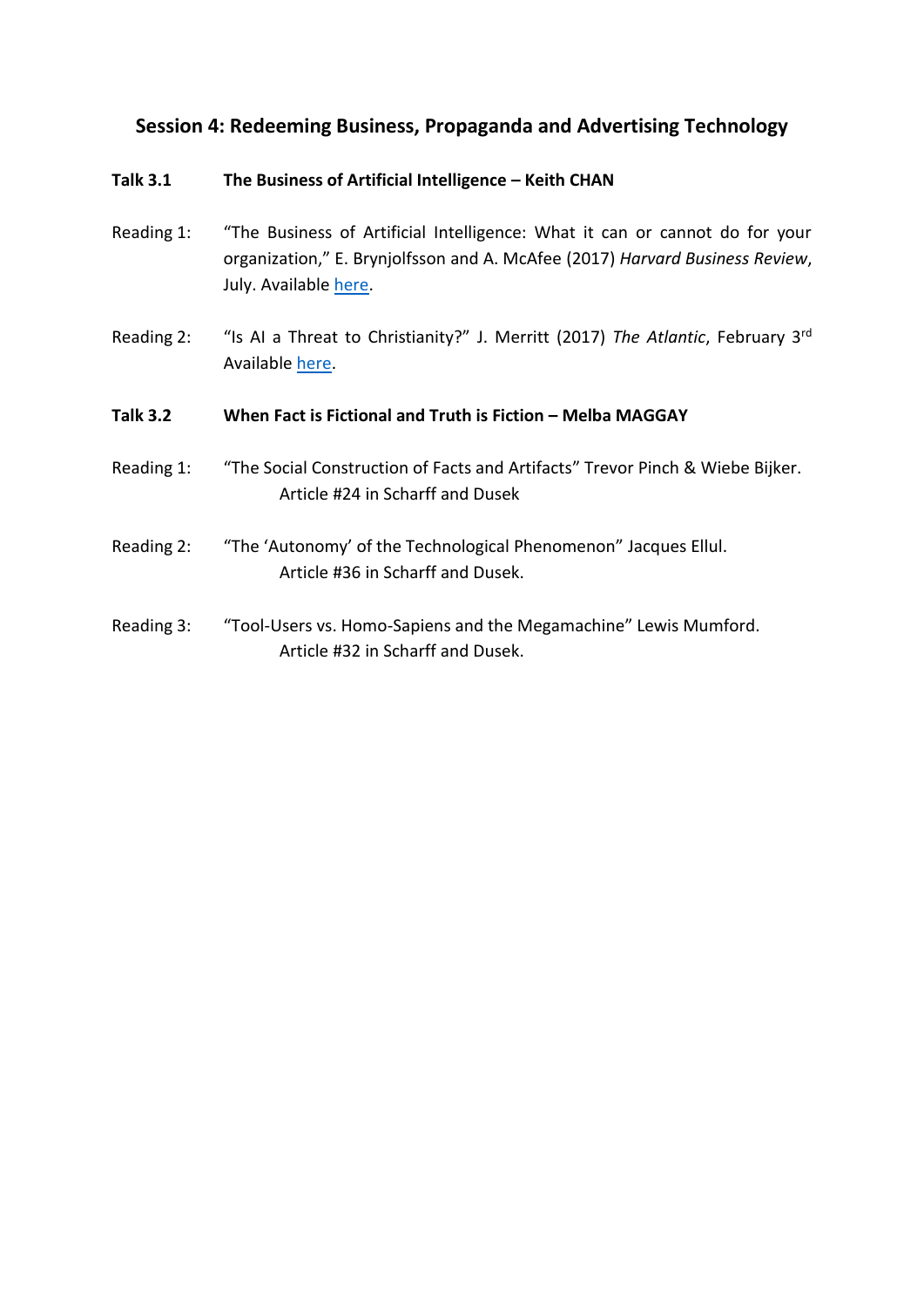## Session 4: Redeeming Business, Propaganda and Advertising Technology

**Talk 3.1 The Business of Artificial Intelligence – Keith CHAN**

Reading 1: "The Business of Artificial Intelligence: What it can or cannot do for your organization," E. Brynjolfsson and A. McAfee (2017) *Harvard Business Review*, July. Available here.

Reading 2: "Is AI a Threat to Christianity?" J. Merritt (2017) *The Atlantic*, February 3rd Available here.

**Talk 3.2 When Fact is Fictional and Truth is Fiction – Melba MAGGAY**

Reading 1: "The Social Construction of Facts and Artifacts" Trevor Pinch & Wiebe Bijker. Article #24 in Scharff and Dusek

Reading 2: "The 'Autonomy' of the Technological Phenomenon" Jacques Ellul. Article #36 in Scharff and Dusek.

Reading 3: "Tool-Users vs. Homo-Sapiens and the Megamachine" Lewis Mumford. Article #32 in Scharff and Dusek.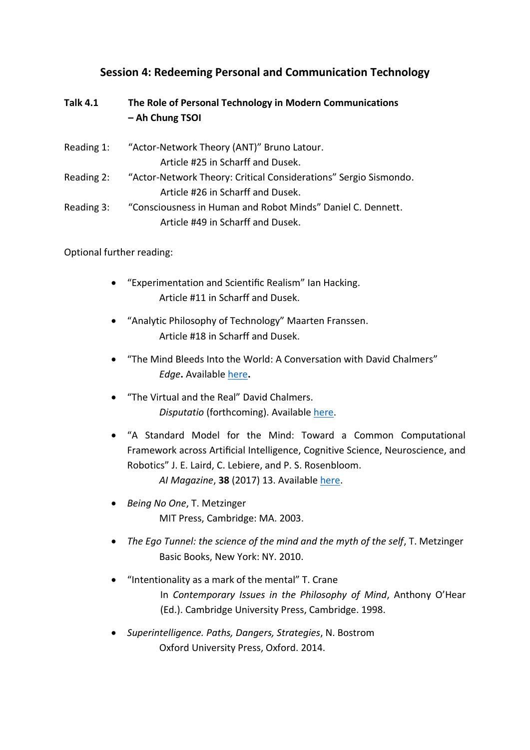## Session 4: Redeeming Personal and Communication Technology

**Talk 4.1** **The Role of Personal Technology in Modern Communications – Ah Chung TSOI**

Reading 1: "Actor-Network Theory (ANT)" Bruno Latour.
Article #25 in Scharff and Dusek.

Reading 2: "Actor-Network Theory: Critical Considerations" Sergio Sismondo.
Article #26 in Scharff and Dusek.

Reading 3: "Consciousness in Human and Robot Minds" Daniel C. Dennett.
Article #49 in Scharff and Dusek.

Optional further reading:

- "Experimentation and Scientific Realism" Ian Hacking.
  Article #11 in Scharff and Dusek.
- "Analytic Philosophy of Technology" Maarten Franssen.
  Article #18 in Scharff and Dusek.
- "The Mind Bleeds Into the World: A Conversation with David Chalmers"
  *Edge***.** Available here**.**
- "The Virtual and the Real" David Chalmers.
  *Disputatio* (forthcoming). Available here.
- "A Standard Model for the Mind: Toward a Common Computational Framework across Artificial Intelligence, Cognitive Science, Neuroscience, and Robotics" J. E. Laird, C. Lebiere, and P. S. Rosenbloom.
  *AI Magazine*, **38** (2017) 13. Available here.
- *Being No One*, T. Metzinger
  MIT Press, Cambridge: MA. 2003.
- *The Ego Tunnel: the science of the mind and the myth of the self*, T. Metzinger
  Basic Books, New York: NY. 2010.
- "Intentionality as a mark of the mental" T. Crane
  In *Contemporary Issues in the Philosophy of Mind*, Anthony O'Hear (Ed.). Cambridge University Press, Cambridge. 1998.
- *Superintelligence. Paths, Dangers, Strategies*, N. Bostrom
  Oxford University Press, Oxford. 2014.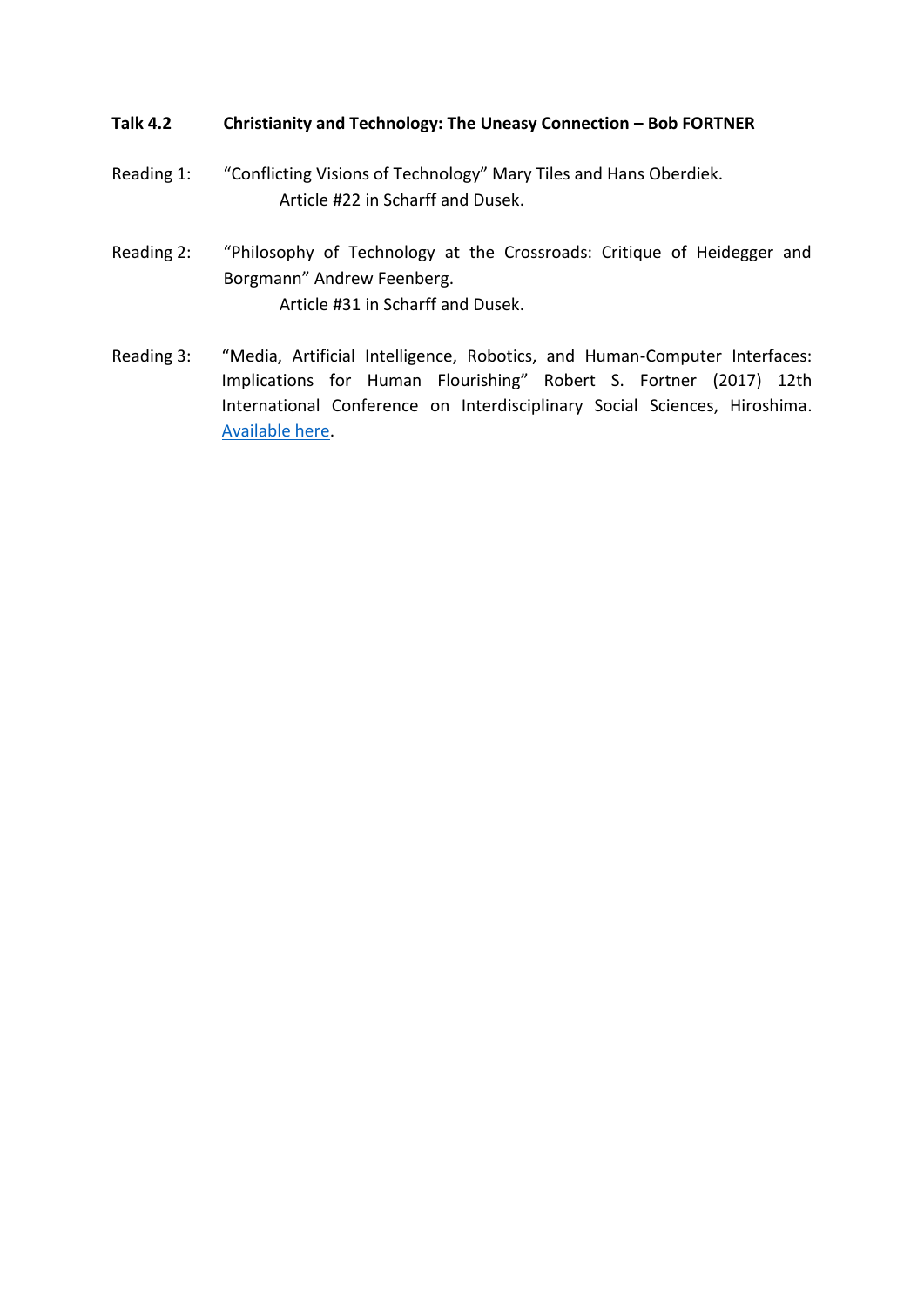**Talk 4.2 Christianity and Technology: The Uneasy Connection – Bob FORTNER**

Reading 1: "Conflicting Visions of Technology" Mary Tiles and Hans Oberdiek.
Article #22 in Scharff and Dusek.

Reading 2: "Philosophy of Technology at the Crossroads: Critique of Heidegger and Borgmann" Andrew Feenberg.
Article #31 in Scharff and Dusek.

Reading 3: "Media, Artificial Intelligence, Robotics, and Human-Computer Interfaces: Implications for Human Flourishing" Robert S. Fortner (2017) 12th International Conference on Interdisciplinary Social Sciences, Hiroshima. Available here.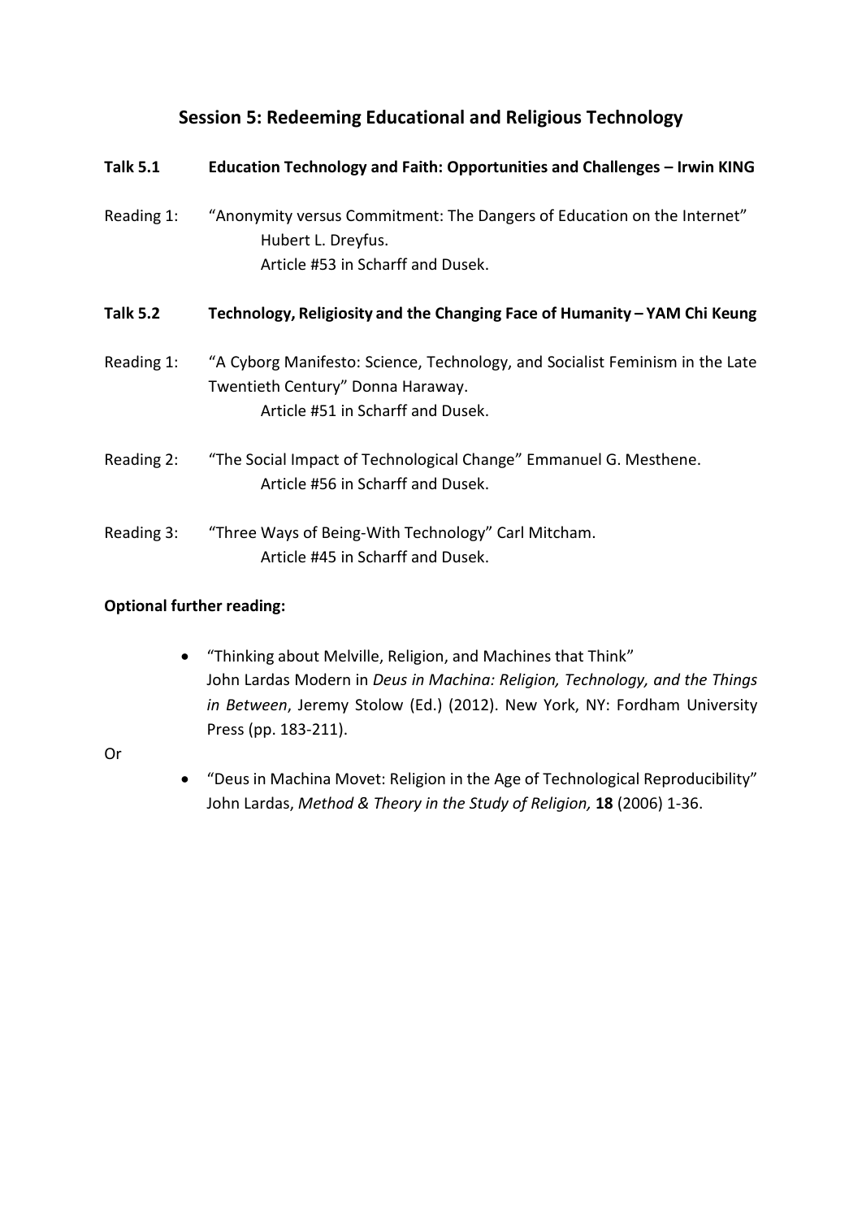## Session 5: Redeeming Educational and Religious Technology

**Talk 5.1 Education Technology and Faith: Opportunities and Challenges – Irwin KING**

Reading 1: "Anonymity versus Commitment: The Dangers of Education on the Internet" Hubert L. Dreyfus.
Article #53 in Scharff and Dusek.

**Talk 5.2 Technology, Religiosity and the Changing Face of Humanity – YAM Chi Keung**

Reading 1: "A Cyborg Manifesto: Science, Technology, and Socialist Feminism in the Late Twentieth Century" Donna Haraway.
Article #51 in Scharff and Dusek.

Reading 2: "The Social Impact of Technological Change" Emmanuel G. Mesthene.
Article #56 in Scharff and Dusek.

Reading 3: "Three Ways of Being-With Technology" Carl Mitcham.
Article #45 in Scharff and Dusek.

**Optional further reading:**

- "Thinking about Melville, Religion, and Machines that Think"
  John Lardas Modern in *Deus in Machina: Religion, Technology, and the Things in Between*, Jeremy Stolow (Ed.) (2012). New York, NY: Fordham University Press (pp. 183-211).

Or

- "Deus in Machina Movet: Religion in the Age of Technological Reproducibility"
  John Lardas, *Method & Theory in the Study of Religion,* **18** (2006) 1-36.